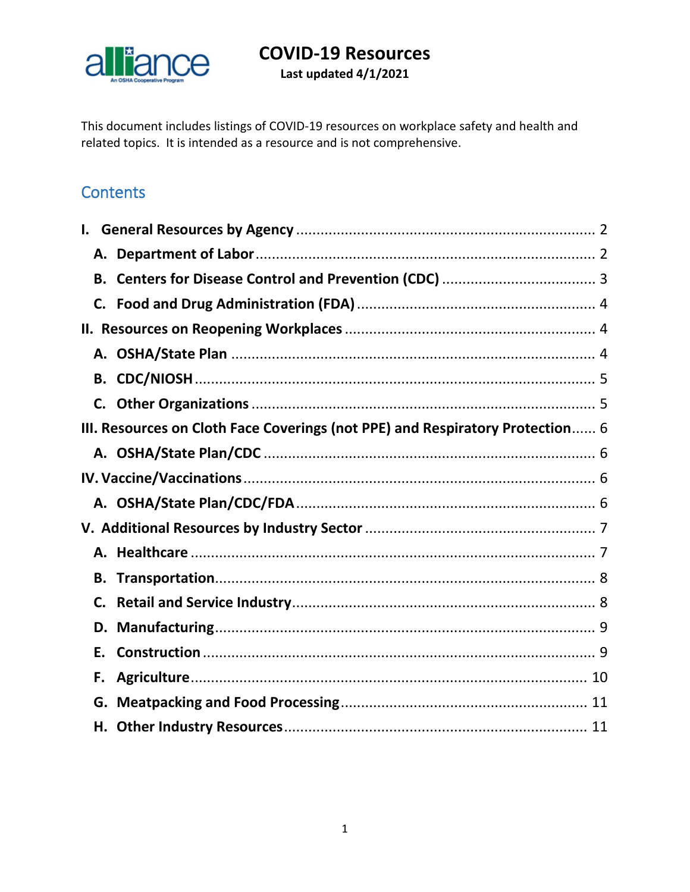# COVID-19 Resources

**Last updated 4/1/2021**

This document includes listings of COVID-19 resources on workplace safety and health and related topics. It is intended as a resource and is not comprehensive.

## Contents

**I. General Resources by Agency** ........ 2

- **A. Department of Labor** ........ 2
- **B. Centers for Disease Control and Prevention (CDC)** ........ 3
- **C. Food and Drug Administration (FDA)** ........ 4

**II. Resources on Reopening Workplaces** ........ 4

- **A. OSHA/State Plan** ........ 4
- **B. CDC/NIOSH** ........ 5
- **C. Other Organizations** ........ 5

**III. Resources on Cloth Face Coverings (not PPE) and Respiratory Protection** ........ 6

- **A. OSHA/State Plan/CDC** ........ 6

**IV. Vaccine/Vaccinations** ........ 6

- **A. OSHA/State Plan/CDC/FDA** ........ 6

**V. Additional Resources by Industry Sector** ........ 7

- **A. Healthcare** ........ 7
- **B. Transportation** ........ 8
- **C. Retail and Service Industry** ........ 8
- **D. Manufacturing** ........ 9
- **E. Construction** ........ 9
- **F. Agriculture** ........ 10
- **G. Meatpacking and Food Processing** ........ 11
- **H. Other Industry Resources** ........ 11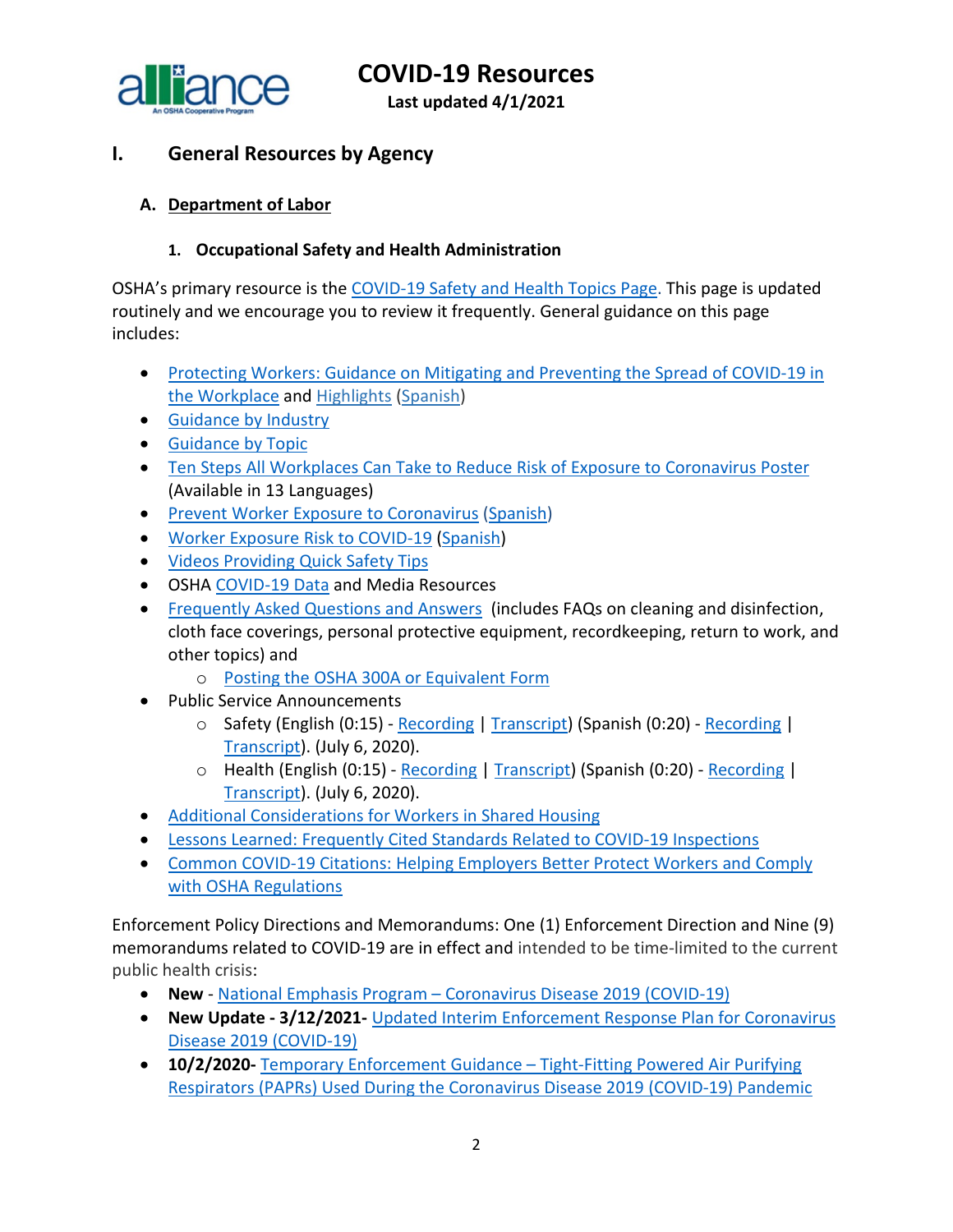# COVID-19 Resources

**Last updated 4/1/2021**

## I. General Resources by Agency

### A. Department of Labor

#### 1. Occupational Safety and Health Administration

OSHA's primary resource is the COVID-19 Safety and Health Topics Page. This page is updated routinely and we encourage you to review it frequently. General guidance on this page includes:

- Protecting Workers: Guidance on Mitigating and Preventing the Spread of COVID-19 in the Workplace and Highlights (Spanish)
- Guidance by Industry
- Guidance by Topic
- Ten Steps All Workplaces Can Take to Reduce Risk of Exposure to Coronavirus Poster (Available in 13 Languages)
- Prevent Worker Exposure to Coronavirus (Spanish)
- Worker Exposure Risk to COVID-19 (Spanish)
- Videos Providing Quick Safety Tips
- OSHA COVID-19 Data and Media Resources
- Frequently Asked Questions and Answers (includes FAQs on cleaning and disinfection, cloth face coverings, personal protective equipment, recordkeeping, return to work, and other topics) and
  - Posting the OSHA 300A or Equivalent Form
- Public Service Announcements
  - Safety (English (0:15) - Recording | Transcript) (Spanish (0:20) - Recording | Transcript). (July 6, 2020).
  - Health (English (0:15) - Recording | Transcript) (Spanish (0:20) - Recording | Transcript). (July 6, 2020).
- Additional Considerations for Workers in Shared Housing
- Lessons Learned: Frequently Cited Standards Related to COVID-19 Inspections
- Common COVID-19 Citations: Helping Employers Better Protect Workers and Comply with OSHA Regulations

Enforcement Policy Directions and Memorandums: One (1) Enforcement Direction and Nine (9) memorandums related to COVID-19 are in effect and intended to be time-limited to the current public health crisis:

- **New** - National Emphasis Program – Coronavirus Disease 2019 (COVID-19)
- **New Update - 3/12/2021-** Updated Interim Enforcement Response Plan for Coronavirus Disease 2019 (COVID-19)
- **10/2/2020-** Temporary Enforcement Guidance – Tight-Fitting Powered Air Purifying Respirators (PAPRs) Used During the Coronavirus Disease 2019 (COVID-19) Pandemic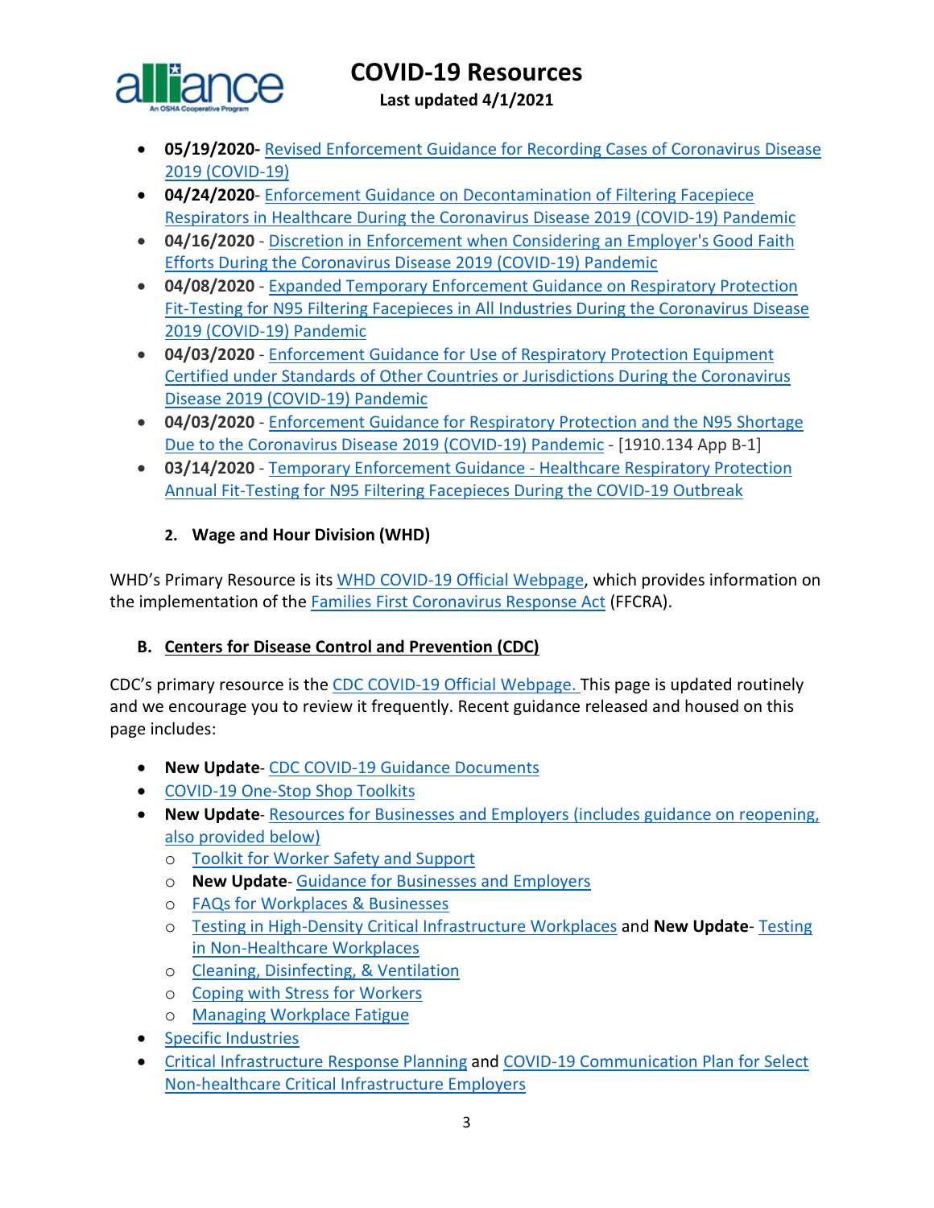- **05/19/2020-** Revised Enforcement Guidance for Recording Cases of Coronavirus Disease 2019 (COVID-19)
- **04/24/2020**- Enforcement Guidance on Decontamination of Filtering Facepiece Respirators in Healthcare During the Coronavirus Disease 2019 (COVID-19) Pandemic
- **04/16/2020** - Discretion in Enforcement when Considering an Employer's Good Faith Efforts During the Coronavirus Disease 2019 (COVID-19) Pandemic
- **04/08/2020** - Expanded Temporary Enforcement Guidance on Respiratory Protection Fit-Testing for N95 Filtering Facepieces in All Industries During the Coronavirus Disease 2019 (COVID-19) Pandemic
- **04/03/2020** - Enforcement Guidance for Use of Respiratory Protection Equipment Certified under Standards of Other Countries or Jurisdictions During the Coronavirus Disease 2019 (COVID-19) Pandemic
- **04/03/2020** - Enforcement Guidance for Respiratory Protection and the N95 Shortage Due to the Coronavirus Disease 2019 (COVID-19) Pandemic - [1910.134 App B-1]
- **03/14/2020** - Temporary Enforcement Guidance - Healthcare Respiratory Protection Annual Fit-Testing for N95 Filtering Facepieces During the COVID-19 Outbreak

### 2. Wage and Hour Division (WHD)

WHD's Primary Resource is its WHD COVID-19 Official Webpage, which provides information on the implementation of the Families First Coronavirus Response Act (FFCRA).

## B. Centers for Disease Control and Prevention (CDC)

CDC's primary resource is the CDC COVID-19 Official Webpage. This page is updated routinely and we encourage you to review it frequently. Recent guidance released and housed on this page includes:

- **New Update**- CDC COVID-19 Guidance Documents
- COVID-19 One-Stop Shop Toolkits
- **New Update**- Resources for Businesses and Employers (includes guidance on reopening, also provided below)
  - Toolkit for Worker Safety and Support
  - **New Update**- Guidance for Businesses and Employers
  - FAQs for Workplaces & Businesses
  - Testing in High-Density Critical Infrastructure Workplaces and **New Update**- Testing in Non-Healthcare Workplaces
  - Cleaning, Disinfecting, & Ventilation
  - Coping with Stress for Workers
  - Managing Workplace Fatigue
- Specific Industries
- Critical Infrastructure Response Planning and COVID-19 Communication Plan for Select Non-healthcare Critical Infrastructure Employers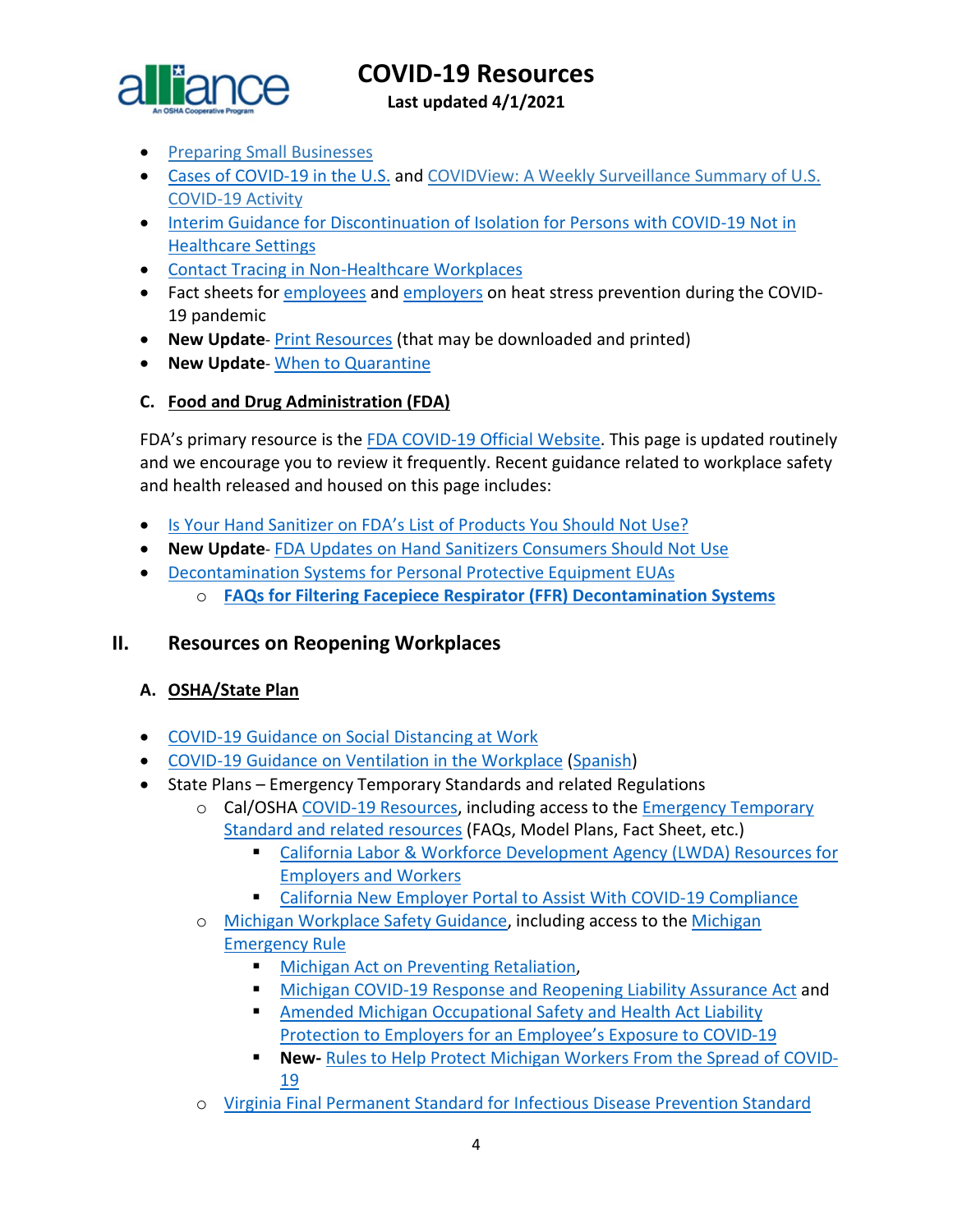- Preparing Small Businesses
- Cases of COVID-19 in the U.S. and COVIDView: A Weekly Surveillance Summary of U.S. COVID-19 Activity
- Interim Guidance for Discontinuation of Isolation for Persons with COVID-19 Not in Healthcare Settings
- Contact Tracing in Non-Healthcare Workplaces
- Fact sheets for employees and employers on heat stress prevention during the COVID-19 pandemic
- **New Update**- Print Resources (that may be downloaded and printed)
- **New Update**- When to Quarantine

### C. Food and Drug Administration (FDA)

FDA's primary resource is the FDA COVID-19 Official Website. This page is updated routinely and we encourage you to review it frequently. Recent guidance related to workplace safety and health released and housed on this page includes:

- Is Your Hand Sanitizer on FDA's List of Products You Should Not Use?
- **New Update**- FDA Updates on Hand Sanitizers Consumers Should Not Use
- Decontamination Systems for Personal Protective Equipment EUAs
  - **FAQs for Filtering Facepiece Respirator (FFR) Decontamination Systems**

## II. Resources on Reopening Workplaces

### A. OSHA/State Plan

- COVID-19 Guidance on Social Distancing at Work
- COVID-19 Guidance on Ventilation in the Workplace (Spanish)
- State Plans – Emergency Temporary Standards and related Regulations
  - Cal/OSHA COVID-19 Resources, including access to the Emergency Temporary Standard and related resources (FAQs, Model Plans, Fact Sheet, etc.)
    - California Labor & Workforce Development Agency (LWDA) Resources for Employers and Workers
    - California New Employer Portal to Assist With COVID-19 Compliance
  - Michigan Workplace Safety Guidance, including access to the Michigan Emergency Rule
    - Michigan Act on Preventing Retaliation,
    - Michigan COVID-19 Response and Reopening Liability Assurance Act and
    - Amended Michigan Occupational Safety and Health Act Liability Protection to Employers for an Employee's Exposure to COVID-19
    - **New-** Rules to Help Protect Michigan Workers From the Spread of COVID-19
  - Virginia Final Permanent Standard for Infectious Disease Prevention Standard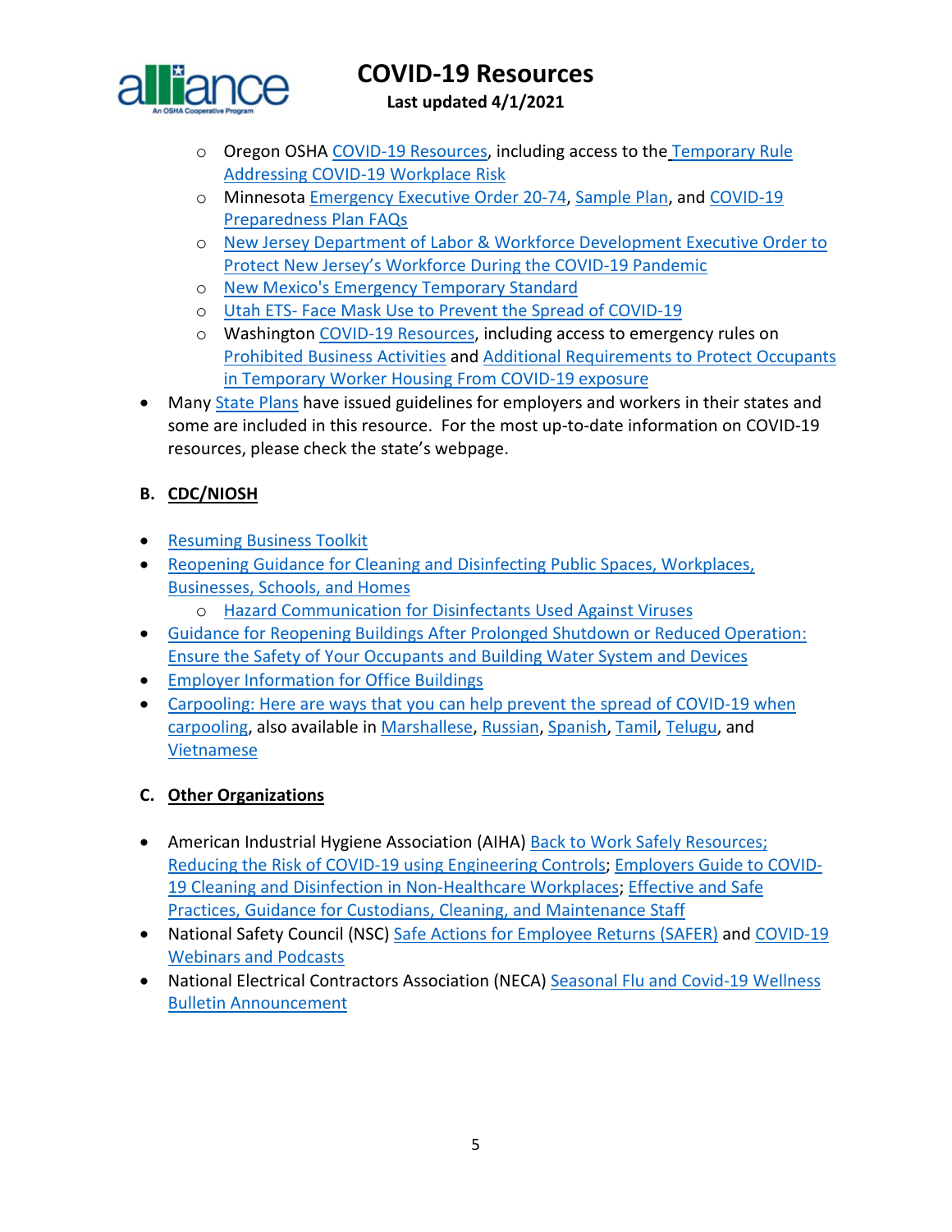- Oregon OSHA COVID-19 Resources, including access to the Temporary Rule Addressing COVID-19 Workplace Risk
  - Minnesota Emergency Executive Order 20-74, Sample Plan, and COVID-19 Preparedness Plan FAQs
  - New Jersey Department of Labor & Workforce Development Executive Order to Protect New Jersey's Workforce During the COVID-19 Pandemic
  - New Mexico's Emergency Temporary Standard
  - Utah ETS- Face Mask Use to Prevent the Spread of COVID-19
  - Washington COVID-19 Resources, including access to emergency rules on Prohibited Business Activities and Additional Requirements to Protect Occupants in Temporary Worker Housing From COVID-19 exposure
- Many State Plans have issued guidelines for employers and workers in their states and some are included in this resource. For the most up-to-date information on COVID-19 resources, please check the state's webpage.

## B. CDC/NIOSH

- Resuming Business Toolkit
- Reopening Guidance for Cleaning and Disinfecting Public Spaces, Workplaces, Businesses, Schools, and Homes
  - Hazard Communication for Disinfectants Used Against Viruses
- Guidance for Reopening Buildings After Prolonged Shutdown or Reduced Operation: Ensure the Safety of Your Occupants and Building Water System and Devices
- Employer Information for Office Buildings
- Carpooling: Here are ways that you can help prevent the spread of COVID-19 when carpooling, also available in Marshallese, Russian, Spanish, Tamil, Telugu, and Vietnamese

## C. Other Organizations

- American Industrial Hygiene Association (AIHA) Back to Work Safely Resources; Reducing the Risk of COVID-19 using Engineering Controls; Employers Guide to COVID-19 Cleaning and Disinfection in Non-Healthcare Workplaces; Effective and Safe Practices, Guidance for Custodians, Cleaning, and Maintenance Staff
- National Safety Council (NSC) Safe Actions for Employee Returns (SAFER) and COVID-19 Webinars and Podcasts
- National Electrical Contractors Association (NECA) Seasonal Flu and Covid-19 Wellness Bulletin Announcement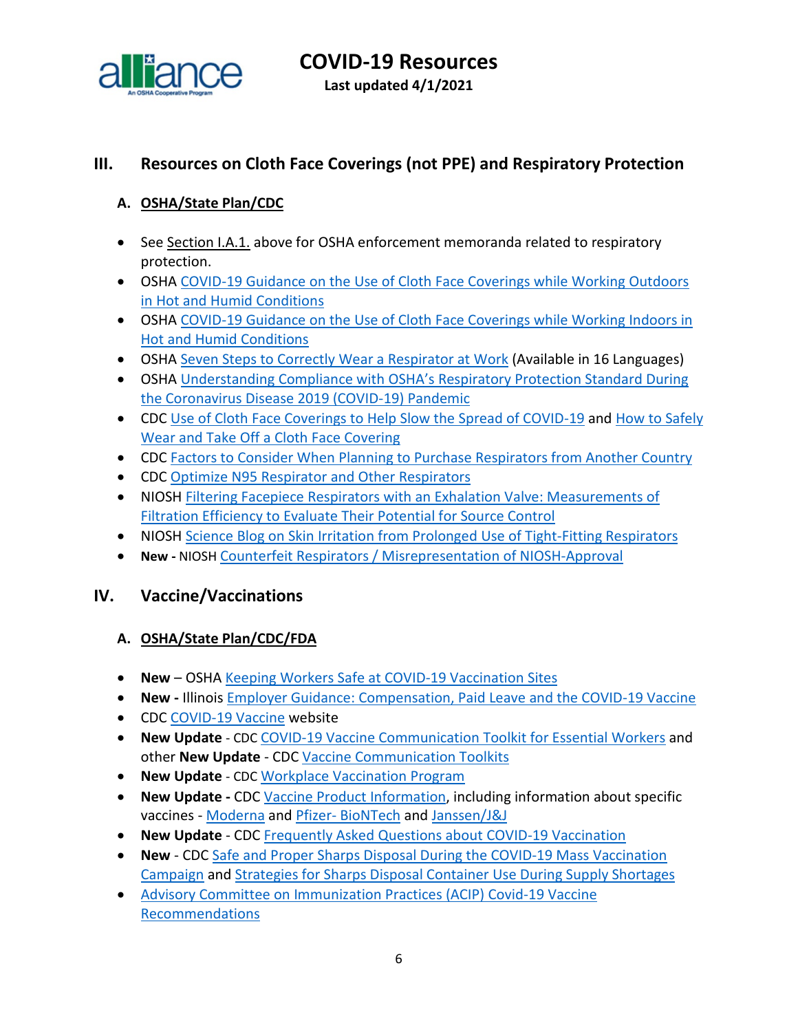## III. Resources on Cloth Face Coverings (not PPE) and Respiratory Protection

### A. OSHA/State Plan/CDC

- See Section I.A.1. above for OSHA enforcement memoranda related to respiratory protection.
- OSHA COVID-19 Guidance on the Use of Cloth Face Coverings while Working Outdoors in Hot and Humid Conditions
- OSHA COVID-19 Guidance on the Use of Cloth Face Coverings while Working Indoors in Hot and Humid Conditions
- OSHA Seven Steps to Correctly Wear a Respirator at Work (Available in 16 Languages)
- OSHA Understanding Compliance with OSHA's Respiratory Protection Standard During the Coronavirus Disease 2019 (COVID-19) Pandemic
- CDC Use of Cloth Face Coverings to Help Slow the Spread of COVID-19 and How to Safely Wear and Take Off a Cloth Face Covering
- CDC Factors to Consider When Planning to Purchase Respirators from Another Country
- CDC Optimize N95 Respirator and Other Respirators
- NIOSH Filtering Facepiece Respirators with an Exhalation Valve: Measurements of Filtration Efficiency to Evaluate Their Potential for Source Control
- NIOSH Science Blog on Skin Irritation from Prolonged Use of Tight-Fitting Respirators
- **New -** NIOSH Counterfeit Respirators / Misrepresentation of NIOSH-Approval

## IV. Vaccine/Vaccinations

### A. OSHA/State Plan/CDC/FDA

- **New** – OSHA Keeping Workers Safe at COVID-19 Vaccination Sites
- **New -** Illinois Employer Guidance: Compensation, Paid Leave and the COVID-19 Vaccine
- CDC COVID-19 Vaccine website
- **New Update** - CDC COVID-19 Vaccine Communication Toolkit for Essential Workers and other **New Update** - CDC Vaccine Communication Toolkits
- **New Update** - CDC Workplace Vaccination Program
- **New Update -** CDC Vaccine Product Information, including information about specific vaccines - Moderna and Pfizer- BioNTech and Janssen/J&J
- **New Update** - CDC Frequently Asked Questions about COVID-19 Vaccination
- **New** - CDC Safe and Proper Sharps Disposal During the COVID-19 Mass Vaccination Campaign and Strategies for Sharps Disposal Container Use During Supply Shortages
- Advisory Committee on Immunization Practices (ACIP) Covid-19 Vaccine Recommendations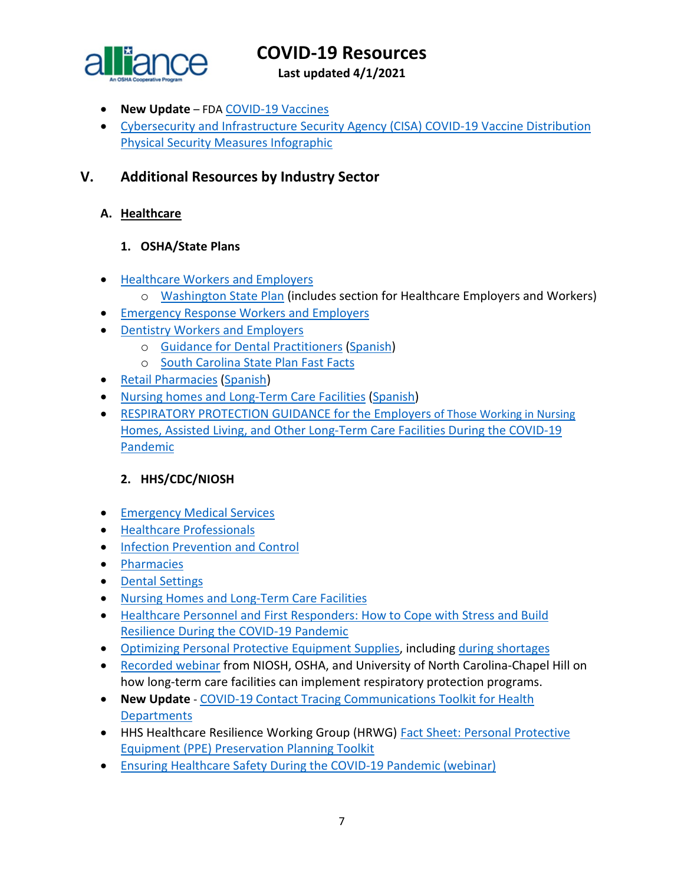- **New Update** – FDA COVID-19 Vaccines
- Cybersecurity and Infrastructure Security Agency (CISA) COVID-19 Vaccine Distribution Physical Security Measures Infographic

## V. Additional Resources by Industry Sector

### A. Healthcare

#### 1. OSHA/State Plans

- Healthcare Workers and Employers
  - Washington State Plan (includes section for Healthcare Employers and Workers)
- Emergency Response Workers and Employers
- Dentistry Workers and Employers
  - Guidance for Dental Practitioners (Spanish)
  - South Carolina State Plan Fast Facts
- Retail Pharmacies (Spanish)
- Nursing homes and Long-Term Care Facilities (Spanish)
- RESPIRATORY PROTECTION GUIDANCE for the Employers of Those Working in Nursing Homes, Assisted Living, and Other Long-Term Care Facilities During the COVID-19 Pandemic

#### 2. HHS/CDC/NIOSH

- Emergency Medical Services
- Healthcare Professionals
- Infection Prevention and Control
- Pharmacies
- Dental Settings
- Nursing Homes and Long-Term Care Facilities
- Healthcare Personnel and First Responders: How to Cope with Stress and Build Resilience During the COVID-19 Pandemic
- Optimizing Personal Protective Equipment Supplies, including during shortages
- Recorded webinar from NIOSH, OSHA, and University of North Carolina-Chapel Hill on how long-term care facilities can implement respiratory protection programs.
- **New Update** - COVID-19 Contact Tracing Communications Toolkit for Health Departments
- HHS Healthcare Resilience Working Group (HRWG) Fact Sheet: Personal Protective Equipment (PPE) Preservation Planning Toolkit
- Ensuring Healthcare Safety During the COVID-19 Pandemic (webinar)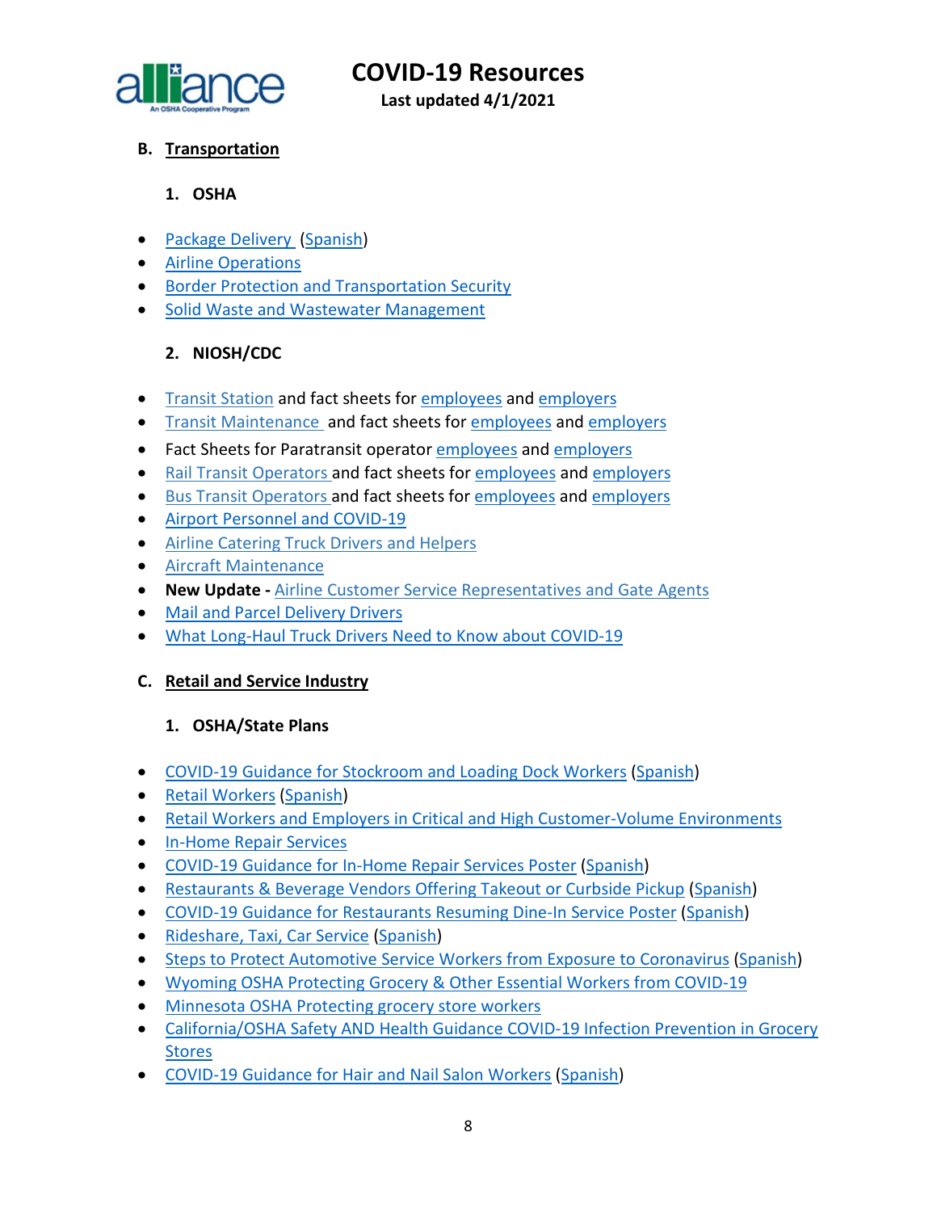## B. Transportation

### 1. OSHA

- Package Delivery (Spanish)
- Airline Operations
- Border Protection and Transportation Security
- Solid Waste and Wastewater Management

### 2. NIOSH/CDC

- Transit Station and fact sheets for employees and employers
- Transit Maintenance and fact sheets for employees and employers
- Fact Sheets for Paratransit operator employees and employers
- Rail Transit Operators and fact sheets for employees and employers
- Bus Transit Operators and fact sheets for employees and employers
- Airport Personnel and COVID-19
- Airline Catering Truck Drivers and Helpers
- Aircraft Maintenance
- **New Update -** Airline Customer Service Representatives and Gate Agents
- Mail and Parcel Delivery Drivers
- What Long-Haul Truck Drivers Need to Know about COVID-19

## C. Retail and Service Industry

### 1. OSHA/State Plans

- COVID-19 Guidance for Stockroom and Loading Dock Workers (Spanish)
- Retail Workers (Spanish)
- Retail Workers and Employers in Critical and High Customer-Volume Environments
- In-Home Repair Services
- COVID-19 Guidance for In-Home Repair Services Poster (Spanish)
- Restaurants & Beverage Vendors Offering Takeout or Curbside Pickup (Spanish)
- COVID-19 Guidance for Restaurants Resuming Dine-In Service Poster (Spanish)
- Rideshare, Taxi, Car Service (Spanish)
- Steps to Protect Automotive Service Workers from Exposure to Coronavirus (Spanish)
- Wyoming OSHA Protecting Grocery & Other Essential Workers from COVID-19
- Minnesota OSHA Protecting grocery store workers
- California/OSHA Safety AND Health Guidance COVID-19 Infection Prevention in Grocery Stores
- COVID-19 Guidance for Hair and Nail Salon Workers (Spanish)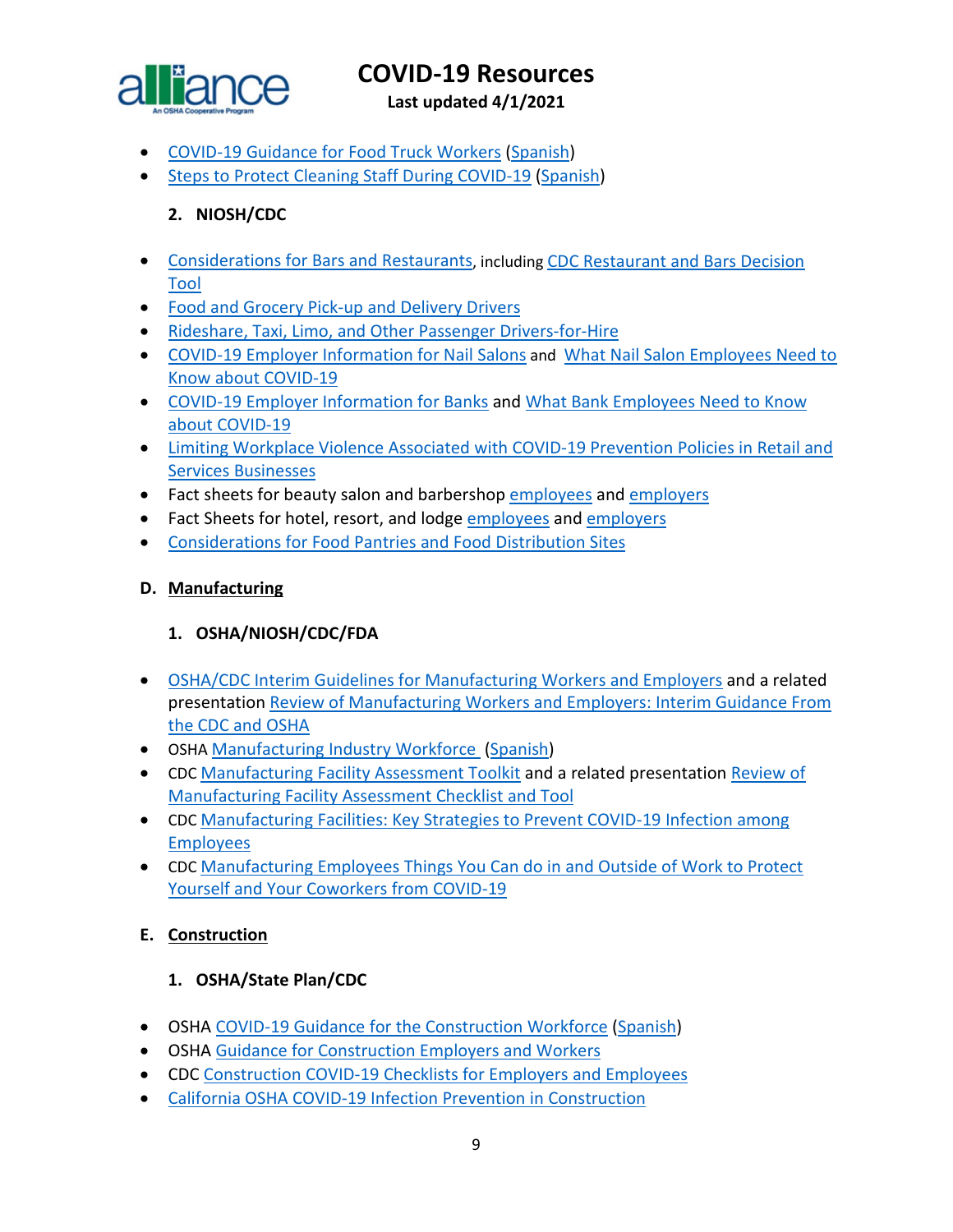- COVID-19 Guidance for Food Truck Workers (Spanish)
- Steps to Protect Cleaning Staff During COVID-19 (Spanish)

#### 2. NIOSH/CDC

- Considerations for Bars and Restaurants, including CDC Restaurant and Bars Decision Tool
- Food and Grocery Pick-up and Delivery Drivers
- Rideshare, Taxi, Limo, and Other Passenger Drivers-for-Hire
- COVID-19 Employer Information for Nail Salons and What Nail Salon Employees Need to Know about COVID-19
- COVID-19 Employer Information for Banks and What Bank Employees Need to Know about COVID-19
- Limiting Workplace Violence Associated with COVID-19 Prevention Policies in Retail and Services Businesses
- Fact sheets for beauty salon and barbershop employees and employers
- Fact Sheets for hotel, resort, and lodge employees and employers
- Considerations for Food Pantries and Food Distribution Sites

### D. Manufacturing

#### 1. OSHA/NIOSH/CDC/FDA

- OSHA/CDC Interim Guidelines for Manufacturing Workers and Employers and a related presentation Review of Manufacturing Workers and Employers: Interim Guidance From the CDC and OSHA
- OSHA Manufacturing Industry Workforce (Spanish)
- CDC Manufacturing Facility Assessment Toolkit and a related presentation Review of Manufacturing Facility Assessment Checklist and Tool
- CDC Manufacturing Facilities: Key Strategies to Prevent COVID-19 Infection among Employees
- CDC Manufacturing Employees Things You Can do in and Outside of Work to Protect Yourself and Your Coworkers from COVID-19

### E. Construction

#### 1. OSHA/State Plan/CDC

- OSHA COVID-19 Guidance for the Construction Workforce (Spanish)
- OSHA Guidance for Construction Employers and Workers
- CDC Construction COVID-19 Checklists for Employers and Employees
- California OSHA COVID-19 Infection Prevention in Construction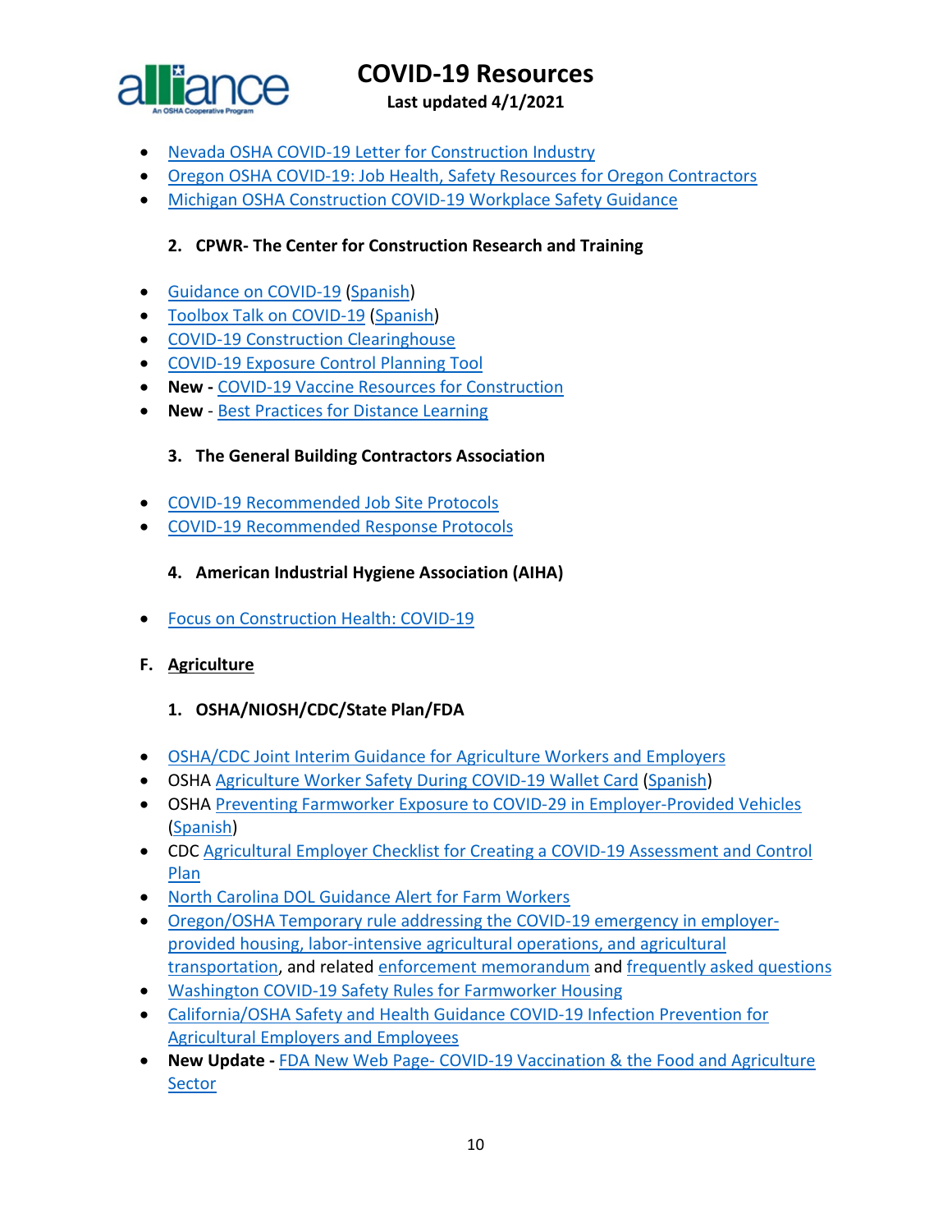- Nevada OSHA COVID-19 Letter for Construction Industry
- Oregon OSHA COVID-19: Job Health, Safety Resources for Oregon Contractors
- Michigan OSHA Construction COVID-19 Workplace Safety Guidance

### 2. CPWR- The Center for Construction Research and Training

- Guidance on COVID-19 (Spanish)
- Toolbox Talk on COVID-19 (Spanish)
- COVID-19 Construction Clearinghouse
- COVID-19 Exposure Control Planning Tool
- **New -** COVID-19 Vaccine Resources for Construction
- **New** - Best Practices for Distance Learning

### 3. The General Building Contractors Association

- COVID-19 Recommended Job Site Protocols
- COVID-19 Recommended Response Protocols

### 4. American Industrial Hygiene Association (AIHA)

- Focus on Construction Health: COVID-19

## F. Agriculture

### 1. OSHA/NIOSH/CDC/State Plan/FDA

- OSHA/CDC Joint Interim Guidance for Agriculture Workers and Employers
- OSHA Agriculture Worker Safety During COVID-19 Wallet Card (Spanish)
- OSHA Preventing Farmworker Exposure to COVID-29 in Employer-Provided Vehicles (Spanish)
- CDC Agricultural Employer Checklist for Creating a COVID-19 Assessment and Control Plan
- North Carolina DOL Guidance Alert for Farm Workers
- Oregon/OSHA Temporary rule addressing the COVID-19 emergency in employer-provided housing, labor-intensive agricultural operations, and agricultural transportation, and related enforcement memorandum and frequently asked questions
- Washington COVID-19 Safety Rules for Farmworker Housing
- California/OSHA Safety and Health Guidance COVID-19 Infection Prevention for Agricultural Employers and Employees
- **New Update -** FDA New Web Page- COVID-19 Vaccination & the Food and Agriculture Sector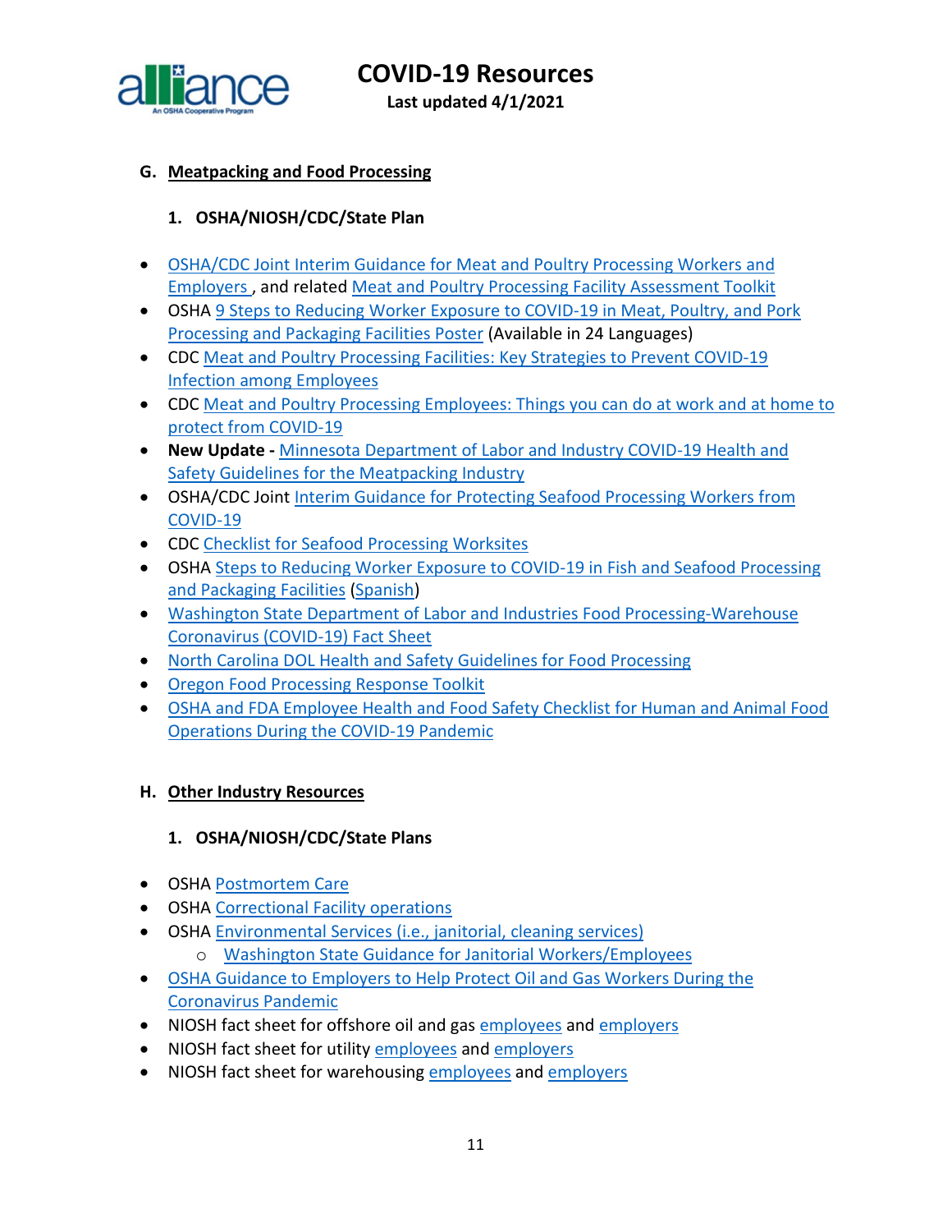## G. Meatpacking and Food Processing

### 1. OSHA/NIOSH/CDC/State Plan

- OSHA/CDC Joint Interim Guidance for Meat and Poultry Processing Workers and Employers , and related Meat and Poultry Processing Facility Assessment Toolkit
- OSHA 9 Steps to Reducing Worker Exposure to COVID-19 in Meat, Poultry, and Pork Processing and Packaging Facilities Poster (Available in 24 Languages)
- CDC Meat and Poultry Processing Facilities: Key Strategies to Prevent COVID-19 Infection among Employees
- CDC Meat and Poultry Processing Employees: Things you can do at work and at home to protect from COVID-19
- **New Update -** Minnesota Department of Labor and Industry COVID-19 Health and Safety Guidelines for the Meatpacking Industry
- OSHA/CDC Joint Interim Guidance for Protecting Seafood Processing Workers from COVID-19
- CDC Checklist for Seafood Processing Worksites
- OSHA Steps to Reducing Worker Exposure to COVID-19 in Fish and Seafood Processing and Packaging Facilities (Spanish)
- Washington State Department of Labor and Industries Food Processing-Warehouse Coronavirus (COVID-19) Fact Sheet
- North Carolina DOL Health and Safety Guidelines for Food Processing
- Oregon Food Processing Response Toolkit
- OSHA and FDA Employee Health and Food Safety Checklist for Human and Animal Food Operations During the COVID-19 Pandemic

## H. Other Industry Resources

### 1. OSHA/NIOSH/CDC/State Plans

- OSHA Postmortem Care
- OSHA Correctional Facility operations
- OSHA Environmental Services (i.e., janitorial, cleaning services)
  - Washington State Guidance for Janitorial Workers/Employees
- OSHA Guidance to Employers to Help Protect Oil and Gas Workers During the Coronavirus Pandemic
- NIOSH fact sheet for offshore oil and gas employees and employers
- NIOSH fact sheet for utility employees and employers
- NIOSH fact sheet for warehousing employees and employers